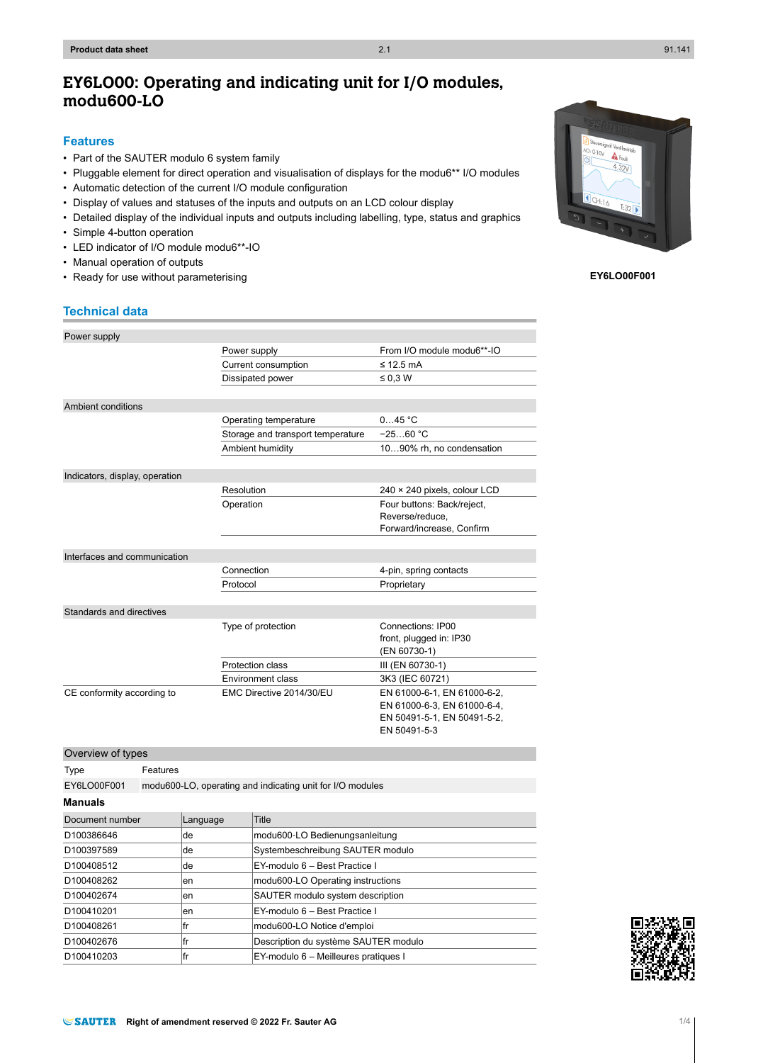# EY6LO00: Operating and indicating unit for I/O modules, modu600-LO

EY6LO00F001

## Features

- Part of the SAUTER modulo 6 system family
- Pluggable element for direct operation and visualisation of displays for the modu6** I/O modules
- Automatic detection of the current I/O module configuration
- Display of values and statuses of the inputs and outputs on an LCD colour display
- Detailed display of the individual inputs and outputs including labelling, type, status and graphics
- Simple 4-button operation
- LED indicator of I/O module modu6**-IO
- Manual operation of outputs
- Ready for use without parameterising

## Technical data

| | | |
|---|---|---|
| **Power supply** | | |
| | Power supply | From I/O module modu6**-IO |
| | Current consumption | ≤ 12.5 mA |
| | Dissipated power | ≤ 0,3 W |
| **Ambient conditions** | | |
| | Operating temperature | 0…45 °C |
| | Storage and transport temperature | −25…60 °C |
| | Ambient humidity | 10…90% rh, no condensation |
| **Indicators, display, operation** | | |
| | Resolution | 240 × 240 pixels, colour LCD |
| | Operation | Four buttons: Back/reject, Reverse/reduce, Forward/increase, Confirm |
| **Interfaces and communication** | | |
| | Connection | 4-pin, spring contacts |
| | Protocol | Proprietary |
| **Standards and directives** | | |
| | Type of protection | Connections: IP00<br>front, plugged in: IP30<br>(EN 60730-1) |
| | Protection class | III (EN 60730-1) |
| | Environment class | 3K3 (IEC 60721) |
| CE conformity according to | EMC Directive 2014/30/EU | EN 61000-6-1, EN 61000-6-2, EN 61000-6-3, EN 61000-6-4, EN 50491-5-1, EN 50491-5-2, EN 50491-5-3 |

### Overview of types

| Type | Features |
|---|---|
| EY6LO00F001 | modu600-LO, operating and indicating unit for I/O modules |

**Manuals**

| Document number | Language | Title |
|---|---|---|
| D100386646 | de | modu600-LO Bedienungsanleitung |
| D100397589 | de | Systembeschreibung SAUTER modulo |
| D100408512 | de | EY-modulo 6 – Best Practice I |
| D100408262 | en | modu600-LO Operating instructions |
| D100402674 | en | SAUTER modulo system description |
| D100410201 | en | EY-modulo 6 – Best Practice I |
| D100408261 | fr | modu600-LO Notice d'emploi |
| D100402676 | fr | Description du système SAUTER modulo |
| D100410203 | fr | EY-modulo 6 – Meilleures pratiques I |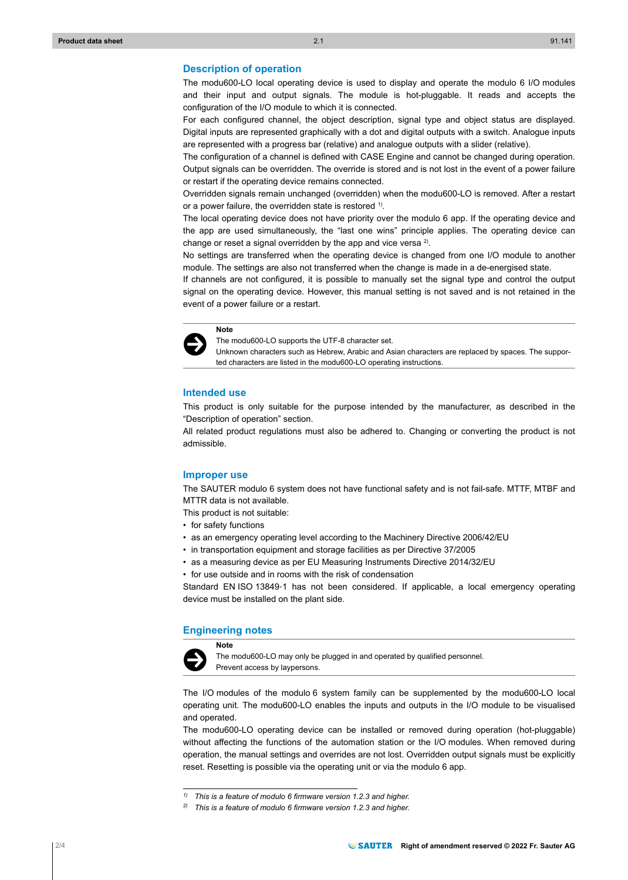## Description of operation

The modu600-LO local operating device is used to display and operate the modulo 6 I/O modules and their input and output signals. The module is hot-pluggable. It reads and accepts the configuration of the I/O module to which it is connected.

For each configured channel, the object description, signal type and object status are displayed. Digital inputs are represented graphically with a dot and digital outputs with a switch. Analogue inputs are represented with a progress bar (relative) and analogue outputs with a slider (relative).

The configuration of a channel is defined with CASE Engine and cannot be changed during operation. Output signals can be overridden. The override is stored and is not lost in the event of a power failure or restart if the operating device remains connected.

Overridden signals remain unchanged (overridden) when the modu600-LO is removed. After a restart or a power failure, the overridden state is restored [1].

The local operating device does not have priority over the modulo 6 app. If the operating device and the app are used simultaneously, the “last one wins” principle applies. The operating device can change or reset a signal overridden by the app and vice versa [2].

No settings are transferred when the operating device is changed from one I/O module to another module. The settings are also not transferred when the change is made in a de-energised state.

If channels are not configured, it is possible to manually set the signal type and control the output signal on the operating device. However, this manual setting is not saved and is not retained in the event of a power failure or a restart.

> **Note**
> The modu600-LO supports the UTF-8 character set.
> Unknown characters such as Hebrew, Arabic and Asian characters are replaced by spaces. The supported characters are listed in the modu600-LO operating instructions.

## Intended use

This product is only suitable for the purpose intended by the manufacturer, as described in the “Description of operation” section.

All related product regulations must also be adhered to. Changing or converting the product is not admissible.

## Improper use

The SAUTER modulo 6 system does not have functional safety and is not fail-safe. MTTF, MTBF and MTTR data is not available.

This product is not suitable:

- for safety functions
- as an emergency operating level according to the Machinery Directive 2006/42/EU
- in transportation equipment and storage facilities as per Directive 37/2005
- as a measuring device as per EU Measuring Instruments Directive 2014/32/EU
- for use outside and in rooms with the risk of condensation

Standard EN ISO 13849-1 has not been considered. If applicable, a local emergency operating device must be installed on the plant side.

## Engineering notes

> **Note**
> The modu600-LO may only be plugged in and operated by qualified personnel.
> Prevent access by laypersons.

The I/O modules of the modulo 6 system family can be supplemented by the modu600-LO local operating unit. The modu600-LO enables the inputs and outputs in the I/O module to be visualised and operated.

The modu600-LO operating device can be installed or removed during operation (hot-pluggable) without affecting the functions of the automation station or the I/O modules. When removed during operation, the manual settings and overrides are not lost. Overridden output signals must be explicitly reset. Resetting is possible via the operating unit or via the modulo 6 app.

---

[1] *This is a feature of modulo 6 firmware version 1.2.3 and higher.*

[2] *This is a feature of modulo 6 firmware version 1.2.3 and higher.*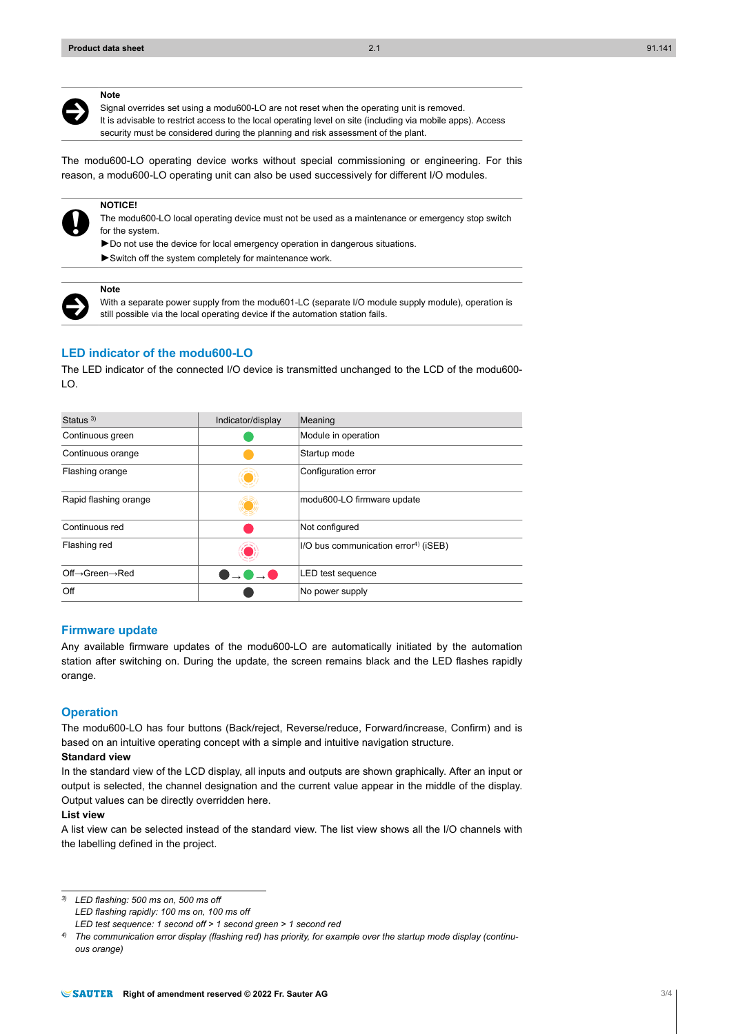> **Note**
> Signal overrides set using a modu600-LO are not reset when the operating unit is removed.
> It is advisable to restrict access to the local operating level on site (including via mobile apps). Access security must be considered during the planning and risk assessment of the plant.

The modu600-LO operating device works without special commissioning or engineering. For this reason, a modu600-LO operating unit can also be used successively for different I/O modules.

> **NOTICE!**
> The modu600-LO local operating device must not be used as a maintenance or emergency stop switch for the system.
> ►Do not use the device for local emergency operation in dangerous situations.
> ►Switch off the system completely for maintenance work.

> **Note**
> With a separate power supply from the modu601-LC (separate I/O module supply module), operation is still possible via the local operating device if the automation station fails.

## LED indicator of the modu600-LO

The LED indicator of the connected I/O device is transmitted unchanged to the LCD of the modu600-LO.

| Status [3] | Indicator/display | Meaning |
|---|---|---|
| Continuous green | ● (green) | Module in operation |
| Continuous orange | ● (orange) | Startup mode |
| Flashing orange | ● (orange, flashing) | Configuration error |
| Rapid flashing orange | ● (orange, rapid flashing) | modu600-LO firmware update |
| Continuous red | ● (red) | Not configured |
| Flashing red | ● (red, flashing) | I/O bus communication error[4] (iSEB) |
| Off→Green→Red | ● → ● → ● | LED test sequence |
| Off | ● (off) | No power supply |

## Firmware update

Any available firmware updates of the modu600-LO are automatically initiated by the automation station after switching on. During the update, the screen remains black and the LED flashes rapidly orange.

## Operation

The modu600-LO has four buttons (Back/reject, Reverse/reduce, Forward/increase, Confirm) and is based on an intuitive operating concept with a simple and intuitive navigation structure.

**Standard view**

In the standard view of the LCD display, all inputs and outputs are shown graphically. After an input or output is selected, the channel designation and the current value appear in the middle of the display. Output values can be directly overridden here.

**List view**

A list view can be selected instead of the standard view. The list view shows all the I/O channels with the labelling defined in the project.

---

[3] *LED flashing: 500 ms on, 500 ms off*
*LED flashing rapidly: 100 ms on, 100 ms off*
*LED test sequence: 1 second off > 1 second green > 1 second red*

[4] *The communication error display (flashing red) has priority, for example over the startup mode display (continuous orange)*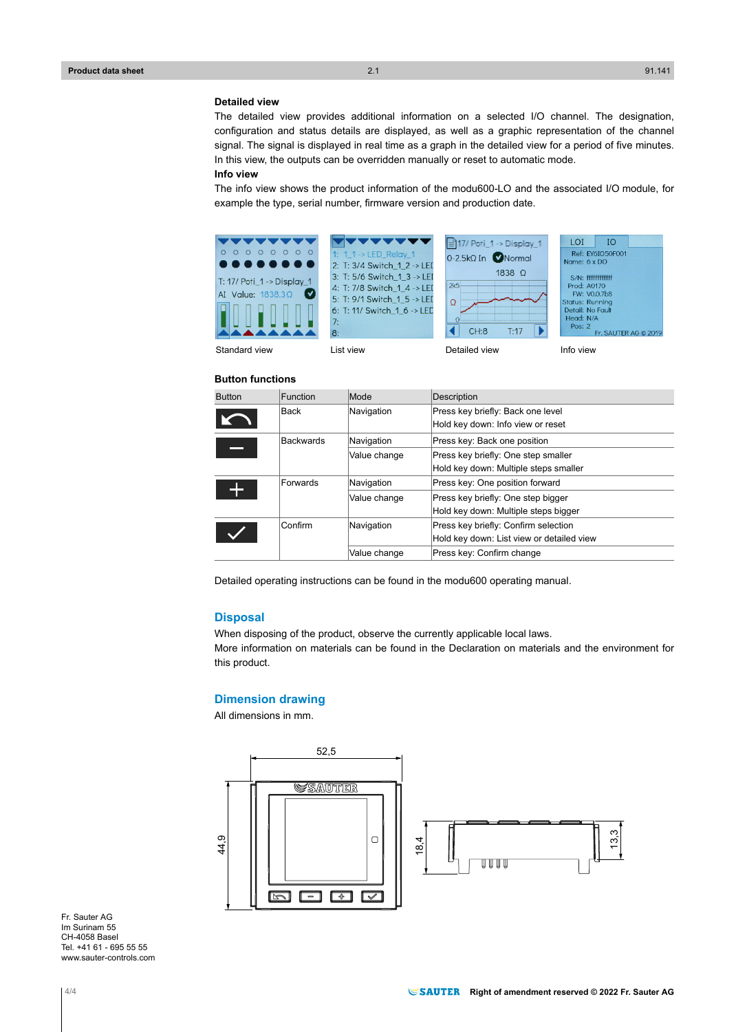### Detailed view

The detailed view provides additional information on a selected I/O channel. The designation, configuration and status details are displayed, as well as a graphic representation of the channel signal. The signal is displayed in real time as a graph in the detailed view for a period of five minutes. In this view, the outputs can be overridden manually or reset to automatic mode.

### Info view

The info view shows the product information of the modu600-LO and the associated I/O module, for example the type, serial number, firmware version and production date.

Standard view

List view

Detailed view

Info view

### Button functions

| Button | Function | Mode | Description |
|---|---|---|---|
| ↶ | Back | Navigation | Press key briefly: Back one level<br>Hold key down: Info view or reset |
| − | Backwards | Navigation | Press key: Back one position |
| | | Value change | Press key briefly: One step smaller<br>Hold key down: Multiple steps smaller |
| + | Forwards | Navigation | Press key: One position forward |
| | | Value change | Press key briefly: One step bigger<br>Hold key down: Multiple steps bigger |
| ✓ | Confirm | Navigation | Press key briefly: Confirm selection<br>Hold key down: List view or detailed view |
| | | Value change | Press key: Confirm change |

Detailed operating instructions can be found in the modu600 operating manual.

## Disposal

When disposing of the product, observe the currently applicable local laws.
More information on materials can be found in the Declaration on materials and the environment for this product.

## Dimension drawing

All dimensions in mm.

52,5
44,9
18,4
13,3

Fr. Sauter AG
Im Surinam 55
CH-4058 Basel
Tel. +41 61 - 695 55 55
www.sauter-controls.com

Right of amendment reserved © 2022 Fr. Sauter AG